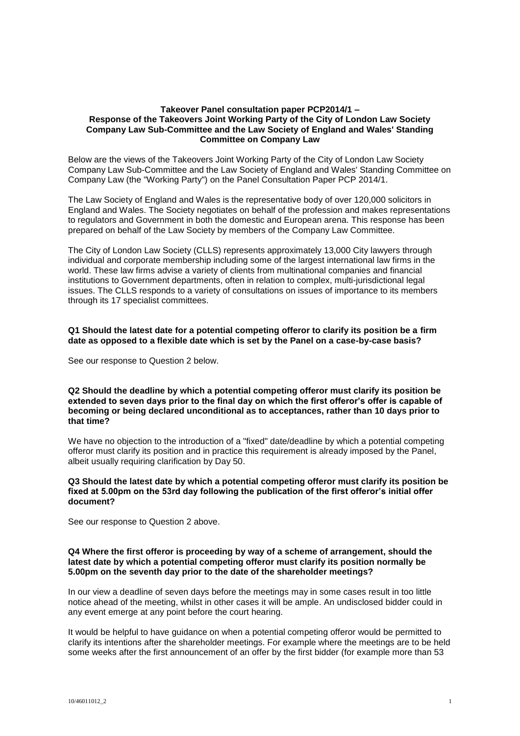**Takeover Panel consultation paper PCP2014/1 – Response of the Takeovers Joint Working Party of the City of London Law Society Company Law Sub-Committee and the Law Society of England and Wales' Standing Committee on Company Law**

Below are the views of the Takeovers Joint Working Party of the City of London Law Society Company Law Sub-Committee and the Law Society of England and Wales' Standing Committee on Company Law (the "Working Party") on the Panel Consultation Paper PCP 2014/1.

The Law Society of England and Wales is the representative body of over 120,000 solicitors in England and Wales. The Society negotiates on behalf of the profession and makes representations to regulators and Government in both the domestic and European arena. This response has been prepared on behalf of the Law Society by members of the Company Law Committee.

The City of London Law Society (CLLS) represents approximately 13,000 City lawyers through individual and corporate membership including some of the largest international law firms in the world. These law firms advise a variety of clients from multinational companies and financial institutions to Government departments, often in relation to complex, multi-jurisdictional legal issues. The CLLS responds to a variety of consultations on issues of importance to its members through its 17 specialist committees.

**Q1 Should the latest date for a potential competing offeror to clarify its position be a firm date as opposed to a flexible date which is set by the Panel on a case-by-case basis?**

See our response to Question 2 below.

**Q2 Should the deadline by which a potential competing offeror must clarify its position be extended to seven days prior to the final day on which the first offeror's offer is capable of becoming or being declared unconditional as to acceptances, rather than 10 days prior to that time?**

We have no objection to the introduction of a "fixed" date/deadline by which a potential competing offeror must clarify its position and in practice this requirement is already imposed by the Panel, albeit usually requiring clarification by Day 50.

**Q3 Should the latest date by which a potential competing offeror must clarify its position be fixed at 5.00pm on the 53rd day following the publication of the first offeror's initial offer document?**

See our response to Question 2 above.

**Q4 Where the first offeror is proceeding by way of a scheme of arrangement, should the latest date by which a potential competing offeror must clarify its position normally be 5.00pm on the seventh day prior to the date of the shareholder meetings?**

In our view a deadline of seven days before the meetings may in some cases result in too little notice ahead of the meeting, whilst in other cases it will be ample. An undisclosed bidder could in any event emerge at any point before the court hearing.

It would be helpful to have guidance on when a potential competing offeror would be permitted to clarify its intentions after the shareholder meetings. For example where the meetings are to be held some weeks after the first announcement of an offer by the first bidder (for example more than 53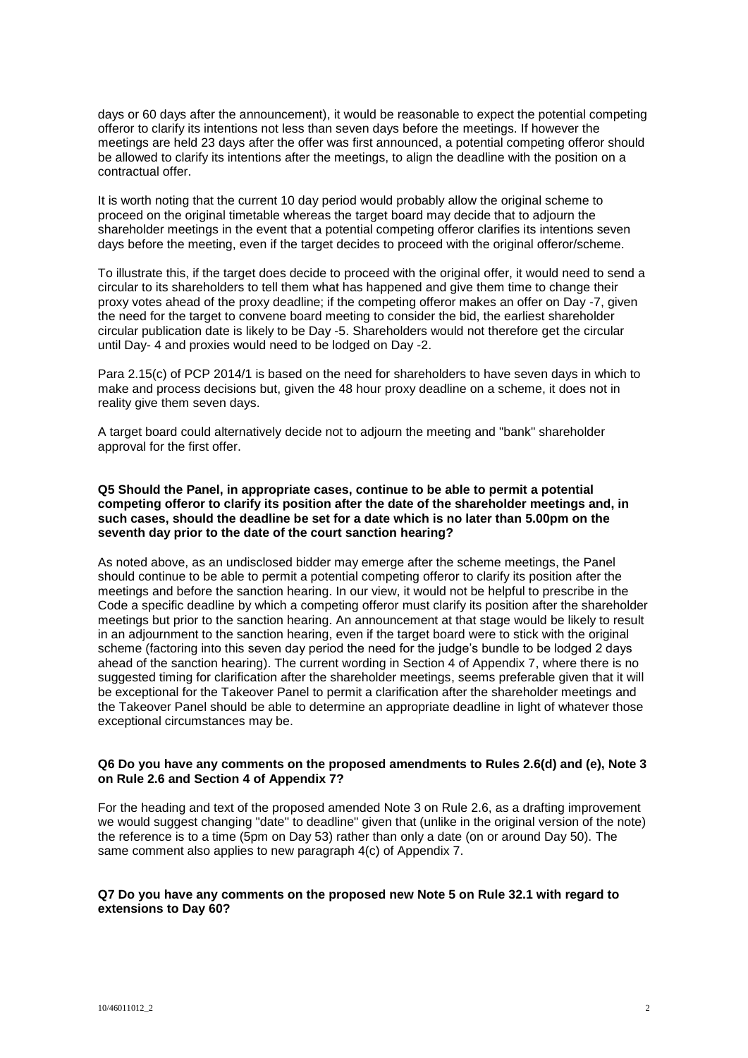days or 60 days after the announcement), it would be reasonable to expect the potential competing offeror to clarify its intentions not less than seven days before the meetings. If however the meetings are held 23 days after the offer was first announced, a potential competing offeror should be allowed to clarify its intentions after the meetings, to align the deadline with the position on a contractual offer.

It is worth noting that the current 10 day period would probably allow the original scheme to proceed on the original timetable whereas the target board may decide that to adjourn the shareholder meetings in the event that a potential competing offeror clarifies its intentions seven days before the meeting, even if the target decides to proceed with the original offeror/scheme.

To illustrate this, if the target does decide to proceed with the original offer, it would need to send a circular to its shareholders to tell them what has happened and give them time to change their proxy votes ahead of the proxy deadline; if the competing offeror makes an offer on Day -7, given the need for the target to convene board meeting to consider the bid, the earliest shareholder circular publication date is likely to be Day -5. Shareholders would not therefore get the circular until Day- 4 and proxies would need to be lodged on Day -2.

Para 2.15(c) of PCP 2014/1 is based on the need for shareholders to have seven days in which to make and process decisions but, given the 48 hour proxy deadline on a scheme, it does not in reality give them seven days.

A target board could alternatively decide not to adjourn the meeting and "bank" shareholder approval for the first offer.

**Q5 Should the Panel, in appropriate cases, continue to be able to permit a potential competing offeror to clarify its position after the date of the shareholder meetings and, in such cases, should the deadline be set for a date which is no later than 5.00pm on the seventh day prior to the date of the court sanction hearing?**

As noted above, as an undisclosed bidder may emerge after the scheme meetings, the Panel should continue to be able to permit a potential competing offeror to clarify its position after the meetings and before the sanction hearing. In our view, it would not be helpful to prescribe in the Code a specific deadline by which a competing offeror must clarify its position after the shareholder meetings but prior to the sanction hearing. An announcement at that stage would be likely to result in an adjournment to the sanction hearing, even if the target board were to stick with the original scheme (factoring into this seven day period the need for the judge's bundle to be lodged 2 days ahead of the sanction hearing). The current wording in Section 4 of Appendix 7, where there is no suggested timing for clarification after the shareholder meetings, seems preferable given that it will be exceptional for the Takeover Panel to permit a clarification after the shareholder meetings and the Takeover Panel should be able to determine an appropriate deadline in light of whatever those exceptional circumstances may be.

**Q6 Do you have any comments on the proposed amendments to Rules 2.6(d) and (e), Note 3 on Rule 2.6 and Section 4 of Appendix 7?**

For the heading and text of the proposed amended Note 3 on Rule 2.6, as a drafting improvement we would suggest changing "date" to deadline" given that (unlike in the original version of the note) the reference is to a time (5pm on Day 53) rather than only a date (on or around Day 50). The same comment also applies to new paragraph 4(c) of Appendix 7.

**Q7 Do you have any comments on the proposed new Note 5 on Rule 32.1 with regard to extensions to Day 60?**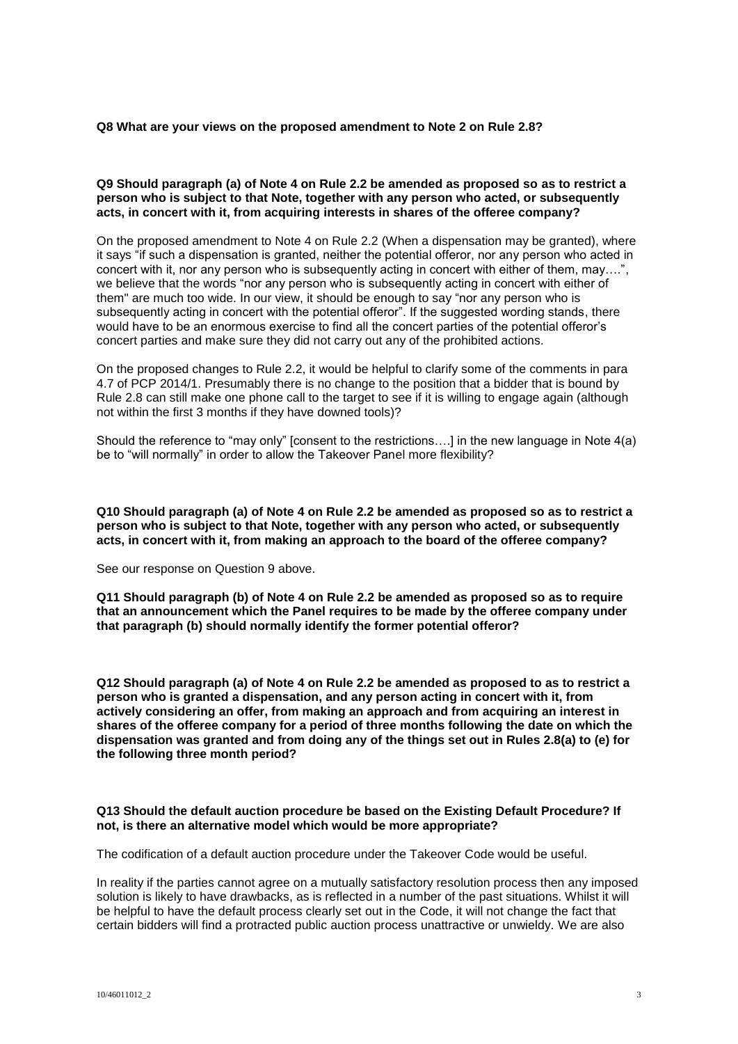**Q8 What are your views on the proposed amendment to Note 2 on Rule 2.8?**

**Q9 Should paragraph (a) of Note 4 on Rule 2.2 be amended as proposed so as to restrict a person who is subject to that Note, together with any person who acted, or subsequently acts, in concert with it, from acquiring interests in shares of the offeree company?**

On the proposed amendment to Note 4 on Rule 2.2 (When a dispensation may be granted), where it says "if such a dispensation is granted, neither the potential offeror, nor any person who acted in concert with it, nor any person who is subsequently acting in concert with either of them, may….", we believe that the words "nor any person who is subsequently acting in concert with either of them" are much too wide. In our view, it should be enough to say "nor any person who is subsequently acting in concert with the potential offeror". If the suggested wording stands, there would have to be an enormous exercise to find all the concert parties of the potential offeror's concert parties and make sure they did not carry out any of the prohibited actions.

On the proposed changes to Rule 2.2, it would be helpful to clarify some of the comments in para 4.7 of PCP 2014/1. Presumably there is no change to the position that a bidder that is bound by Rule 2.8 can still make one phone call to the target to see if it is willing to engage again (although not within the first 3 months if they have downed tools)?

Should the reference to "may only" [consent to the restrictions….] in the new language in Note 4(a) be to "will normally" in order to allow the Takeover Panel more flexibility?

**Q10 Should paragraph (a) of Note 4 on Rule 2.2 be amended as proposed so as to restrict a person who is subject to that Note, together with any person who acted, or subsequently acts, in concert with it, from making an approach to the board of the offeree company?**

See our response on Question 9 above.

**Q11 Should paragraph (b) of Note 4 on Rule 2.2 be amended as proposed so as to require that an announcement which the Panel requires to be made by the offeree company under that paragraph (b) should normally identify the former potential offeror?**

**Q12 Should paragraph (a) of Note 4 on Rule 2.2 be amended as proposed to as to restrict a person who is granted a dispensation, and any person acting in concert with it, from actively considering an offer, from making an approach and from acquiring an interest in shares of the offeree company for a period of three months following the date on which the dispensation was granted and from doing any of the things set out in Rules 2.8(a) to (e) for the following three month period?**

**Q13 Should the default auction procedure be based on the Existing Default Procedure? If not, is there an alternative model which would be more appropriate?**

The codification of a default auction procedure under the Takeover Code would be useful.

In reality if the parties cannot agree on a mutually satisfactory resolution process then any imposed solution is likely to have drawbacks, as is reflected in a number of the past situations. Whilst it will be helpful to have the default process clearly set out in the Code, it will not change the fact that certain bidders will find a protracted public auction process unattractive or unwieldy. We are also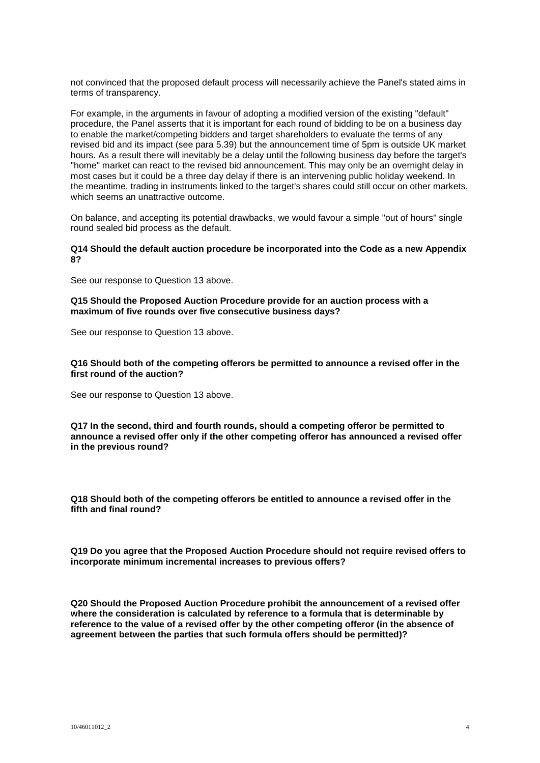not convinced that the proposed default process will necessarily achieve the Panel's stated aims in terms of transparency.

For example, in the arguments in favour of adopting a modified version of the existing "default" procedure, the Panel asserts that it is important for each round of bidding to be on a business day to enable the market/competing bidders and target shareholders to evaluate the terms of any revised bid and its impact (see para 5.39) but the announcement time of 5pm is outside UK market hours. As a result there will inevitably be a delay until the following business day before the target's "home" market can react to the revised bid announcement. This may only be an overnight delay in most cases but it could be a three day delay if there is an intervening public holiday weekend. In the meantime, trading in instruments linked to the target's shares could still occur on other markets, which seems an unattractive outcome.

On balance, and accepting its potential drawbacks, we would favour a simple "out of hours" single round sealed bid process as the default.

**Q14 Should the default auction procedure be incorporated into the Code as a new Appendix 8?**

See our response to Question 13 above.

**Q15 Should the Proposed Auction Procedure provide for an auction process with a maximum of five rounds over five consecutive business days?**

See our response to Question 13 above.

**Q16 Should both of the competing offerors be permitted to announce a revised offer in the first round of the auction?**

See our response to Question 13 above.

**Q17 In the second, third and fourth rounds, should a competing offeror be permitted to announce a revised offer only if the other competing offeror has announced a revised offer in the previous round?**

**Q18 Should both of the competing offerors be entitled to announce a revised offer in the fifth and final round?**

**Q19 Do you agree that the Proposed Auction Procedure should not require revised offers to incorporate minimum incremental increases to previous offers?**

**Q20 Should the Proposed Auction Procedure prohibit the announcement of a revised offer where the consideration is calculated by reference to a formula that is determinable by reference to the value of a revised offer by the other competing offeror (in the absence of agreement between the parties that such formula offers should be permitted)?**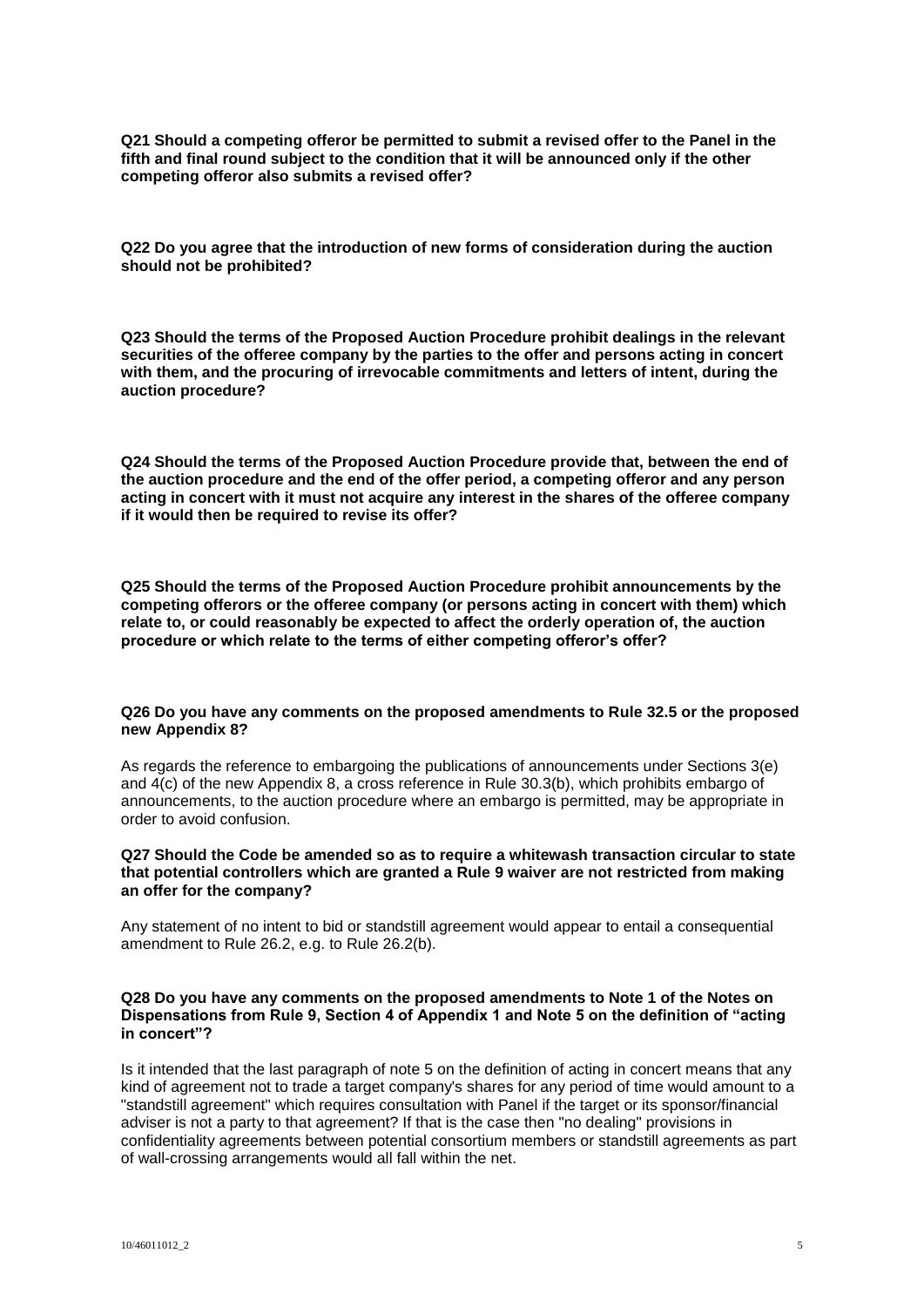**Q21 Should a competing offeror be permitted to submit a revised offer to the Panel in the fifth and final round subject to the condition that it will be announced only if the other competing offeror also submits a revised offer?**

**Q22 Do you agree that the introduction of new forms of consideration during the auction should not be prohibited?**

**Q23 Should the terms of the Proposed Auction Procedure prohibit dealings in the relevant securities of the offeree company by the parties to the offer and persons acting in concert with them, and the procuring of irrevocable commitments and letters of intent, during the auction procedure?**

**Q24 Should the terms of the Proposed Auction Procedure provide that, between the end of the auction procedure and the end of the offer period, a competing offeror and any person acting in concert with it must not acquire any interest in the shares of the offeree company if it would then be required to revise its offer?**

**Q25 Should the terms of the Proposed Auction Procedure prohibit announcements by the competing offerors or the offeree company (or persons acting in concert with them) which relate to, or could reasonably be expected to affect the orderly operation of, the auction procedure or which relate to the terms of either competing offeror's offer?**

**Q26 Do you have any comments on the proposed amendments to Rule 32.5 or the proposed new Appendix 8?**

As regards the reference to embargoing the publications of announcements under Sections 3(e) and 4(c) of the new Appendix 8, a cross reference in Rule 30.3(b), which prohibits embargo of announcements, to the auction procedure where an embargo is permitted, may be appropriate in order to avoid confusion.

**Q27 Should the Code be amended so as to require a whitewash transaction circular to state that potential controllers which are granted a Rule 9 waiver are not restricted from making an offer for the company?**

Any statement of no intent to bid or standstill agreement would appear to entail a consequential amendment to Rule 26.2, e.g. to Rule 26.2(b).

**Q28 Do you have any comments on the proposed amendments to Note 1 of the Notes on Dispensations from Rule 9, Section 4 of Appendix 1 and Note 5 on the definition of "acting in concert"?**

Is it intended that the last paragraph of note 5 on the definition of acting in concert means that any kind of agreement not to trade a target company's shares for any period of time would amount to a "standstill agreement" which requires consultation with Panel if the target or its sponsor/financial adviser is not a party to that agreement? If that is the case then "no dealing" provisions in confidentiality agreements between potential consortium members or standstill agreements as part of wall-crossing arrangements would all fall within the net.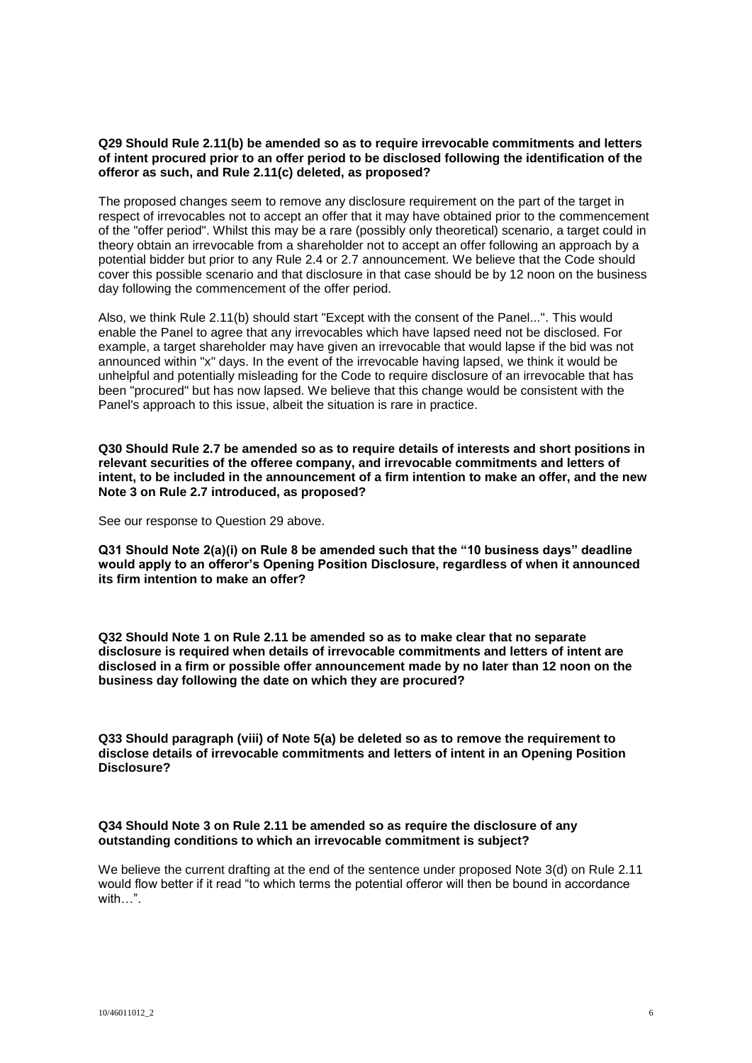**Q29 Should Rule 2.11(b) be amended so as to require irrevocable commitments and letters of intent procured prior to an offer period to be disclosed following the identification of the offeror as such, and Rule 2.11(c) deleted, as proposed?**

The proposed changes seem to remove any disclosure requirement on the part of the target in respect of irrevocables not to accept an offer that it may have obtained prior to the commencement of the "offer period". Whilst this may be a rare (possibly only theoretical) scenario, a target could in theory obtain an irrevocable from a shareholder not to accept an offer following an approach by a potential bidder but prior to any Rule 2.4 or 2.7 announcement. We believe that the Code should cover this possible scenario and that disclosure in that case should be by 12 noon on the business day following the commencement of the offer period.

Also, we think Rule 2.11(b) should start "Except with the consent of the Panel...". This would enable the Panel to agree that any irrevocables which have lapsed need not be disclosed. For example, a target shareholder may have given an irrevocable that would lapse if the bid was not announced within "x" days. In the event of the irrevocable having lapsed, we think it would be unhelpful and potentially misleading for the Code to require disclosure of an irrevocable that has been "procured" but has now lapsed. We believe that this change would be consistent with the Panel's approach to this issue, albeit the situation is rare in practice.

**Q30 Should Rule 2.7 be amended so as to require details of interests and short positions in relevant securities of the offeree company, and irrevocable commitments and letters of intent, to be included in the announcement of a firm intention to make an offer, and the new Note 3 on Rule 2.7 introduced, as proposed?**

See our response to Question 29 above.

**Q31 Should Note 2(a)(i) on Rule 8 be amended such that the "10 business days" deadline would apply to an offeror's Opening Position Disclosure, regardless of when it announced its firm intention to make an offer?**

**Q32 Should Note 1 on Rule 2.11 be amended so as to make clear that no separate disclosure is required when details of irrevocable commitments and letters of intent are disclosed in a firm or possible offer announcement made by no later than 12 noon on the business day following the date on which they are procured?**

**Q33 Should paragraph (viii) of Note 5(a) be deleted so as to remove the requirement to disclose details of irrevocable commitments and letters of intent in an Opening Position Disclosure?**

**Q34 Should Note 3 on Rule 2.11 be amended so as require the disclosure of any outstanding conditions to which an irrevocable commitment is subject?**

We believe the current drafting at the end of the sentence under proposed Note 3(d) on Rule 2.11 would flow better if it read "to which terms the potential offeror will then be bound in accordance with…".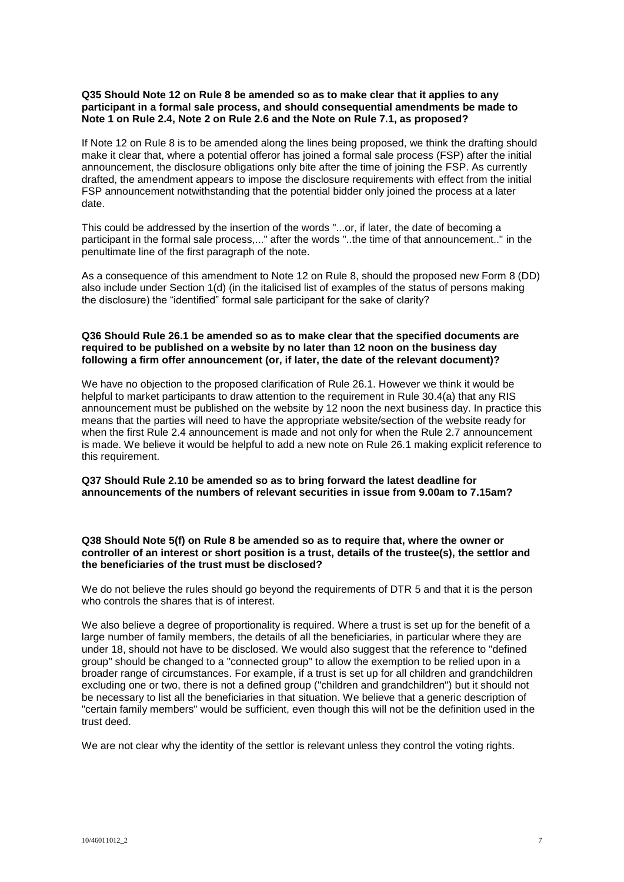**Q35 Should Note 12 on Rule 8 be amended so as to make clear that it applies to any participant in a formal sale process, and should consequential amendments be made to Note 1 on Rule 2.4, Note 2 on Rule 2.6 and the Note on Rule 7.1, as proposed?**

If Note 12 on Rule 8 is to be amended along the lines being proposed, we think the drafting should make it clear that, where a potential offeror has joined a formal sale process (FSP) after the initial announcement, the disclosure obligations only bite after the time of joining the FSP. As currently drafted, the amendment appears to impose the disclosure requirements with effect from the initial FSP announcement notwithstanding that the potential bidder only joined the process at a later date.

This could be addressed by the insertion of the words "...or, if later, the date of becoming a participant in the formal sale process,..." after the words "..the time of that announcement.." in the penultimate line of the first paragraph of the note.

As a consequence of this amendment to Note 12 on Rule 8, should the proposed new Form 8 (DD) also include under Section 1(d) (in the italicised list of examples of the status of persons making the disclosure) the "identified" formal sale participant for the sake of clarity?

**Q36 Should Rule 26.1 be amended so as to make clear that the specified documents are required to be published on a website by no later than 12 noon on the business day following a firm offer announcement (or, if later, the date of the relevant document)?**

We have no objection to the proposed clarification of Rule 26.1. However we think it would be helpful to market participants to draw attention to the requirement in Rule 30.4(a) that any RIS announcement must be published on the website by 12 noon the next business day. In practice this means that the parties will need to have the appropriate website/section of the website ready for when the first Rule 2.4 announcement is made and not only for when the Rule 2.7 announcement is made. We believe it would be helpful to add a new note on Rule 26.1 making explicit reference to this requirement.

**Q37 Should Rule 2.10 be amended so as to bring forward the latest deadline for announcements of the numbers of relevant securities in issue from 9.00am to 7.15am?**

**Q38 Should Note 5(f) on Rule 8 be amended so as to require that, where the owner or controller of an interest or short position is a trust, details of the trustee(s), the settlor and the beneficiaries of the trust must be disclosed?**

We do not believe the rules should go beyond the requirements of DTR 5 and that it is the person who controls the shares that is of interest.

We also believe a degree of proportionality is required. Where a trust is set up for the benefit of a large number of family members, the details of all the beneficiaries, in particular where they are under 18, should not have to be disclosed. We would also suggest that the reference to "defined group" should be changed to a "connected group" to allow the exemption to be relied upon in a broader range of circumstances. For example, if a trust is set up for all children and grandchildren excluding one or two, there is not a defined group ("children and grandchildren") but it should not be necessary to list all the beneficiaries in that situation. We believe that a generic description of "certain family members" would be sufficient, even though this will not be the definition used in the trust deed.

We are not clear why the identity of the settlor is relevant unless they control the voting rights.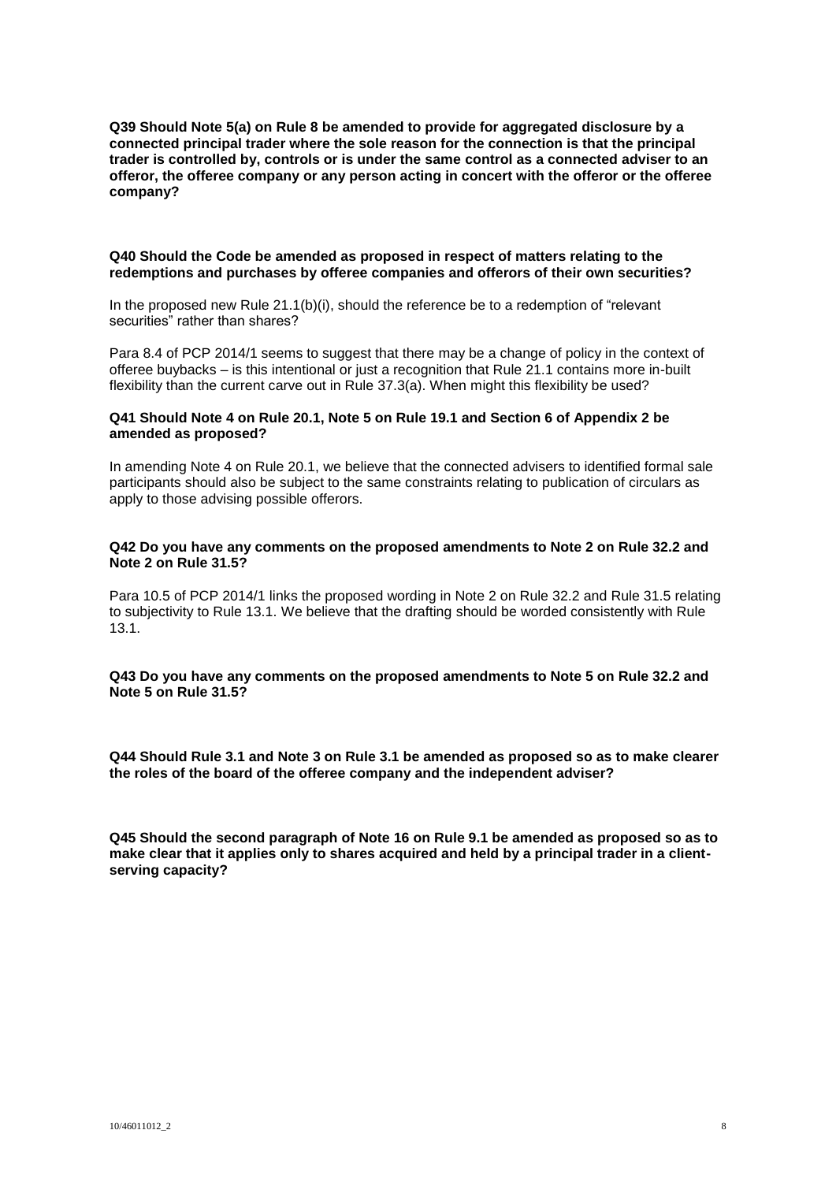**Q39 Should Note 5(a) on Rule 8 be amended to provide for aggregated disclosure by a connected principal trader where the sole reason for the connection is that the principal trader is controlled by, controls or is under the same control as a connected adviser to an offeror, the offeree company or any person acting in concert with the offeror or the offeree company?**

**Q40 Should the Code be amended as proposed in respect of matters relating to the redemptions and purchases by offeree companies and offerors of their own securities?**

In the proposed new Rule 21.1(b)(i), should the reference be to a redemption of "relevant securities" rather than shares?

Para 8.4 of PCP 2014/1 seems to suggest that there may be a change of policy in the context of offeree buybacks – is this intentional or just a recognition that Rule 21.1 contains more in-built flexibility than the current carve out in Rule 37.3(a). When might this flexibility be used?

**Q41 Should Note 4 on Rule 20.1, Note 5 on Rule 19.1 and Section 6 of Appendix 2 be amended as proposed?**

In amending Note 4 on Rule 20.1, we believe that the connected advisers to identified formal sale participants should also be subject to the same constraints relating to publication of circulars as apply to those advising possible offerors.

**Q42 Do you have any comments on the proposed amendments to Note 2 on Rule 32.2 and Note 2 on Rule 31.5?**

Para 10.5 of PCP 2014/1 links the proposed wording in Note 2 on Rule 32.2 and Rule 31.5 relating to subjectivity to Rule 13.1. We believe that the drafting should be worded consistently with Rule 13.1.

**Q43 Do you have any comments on the proposed amendments to Note 5 on Rule 32.2 and Note 5 on Rule 31.5?**

**Q44 Should Rule 3.1 and Note 3 on Rule 3.1 be amended as proposed so as to make clearer the roles of the board of the offeree company and the independent adviser?**

**Q45 Should the second paragraph of Note 16 on Rule 9.1 be amended as proposed so as to make clear that it applies only to shares acquired and held by a principal trader in a client-serving capacity?**